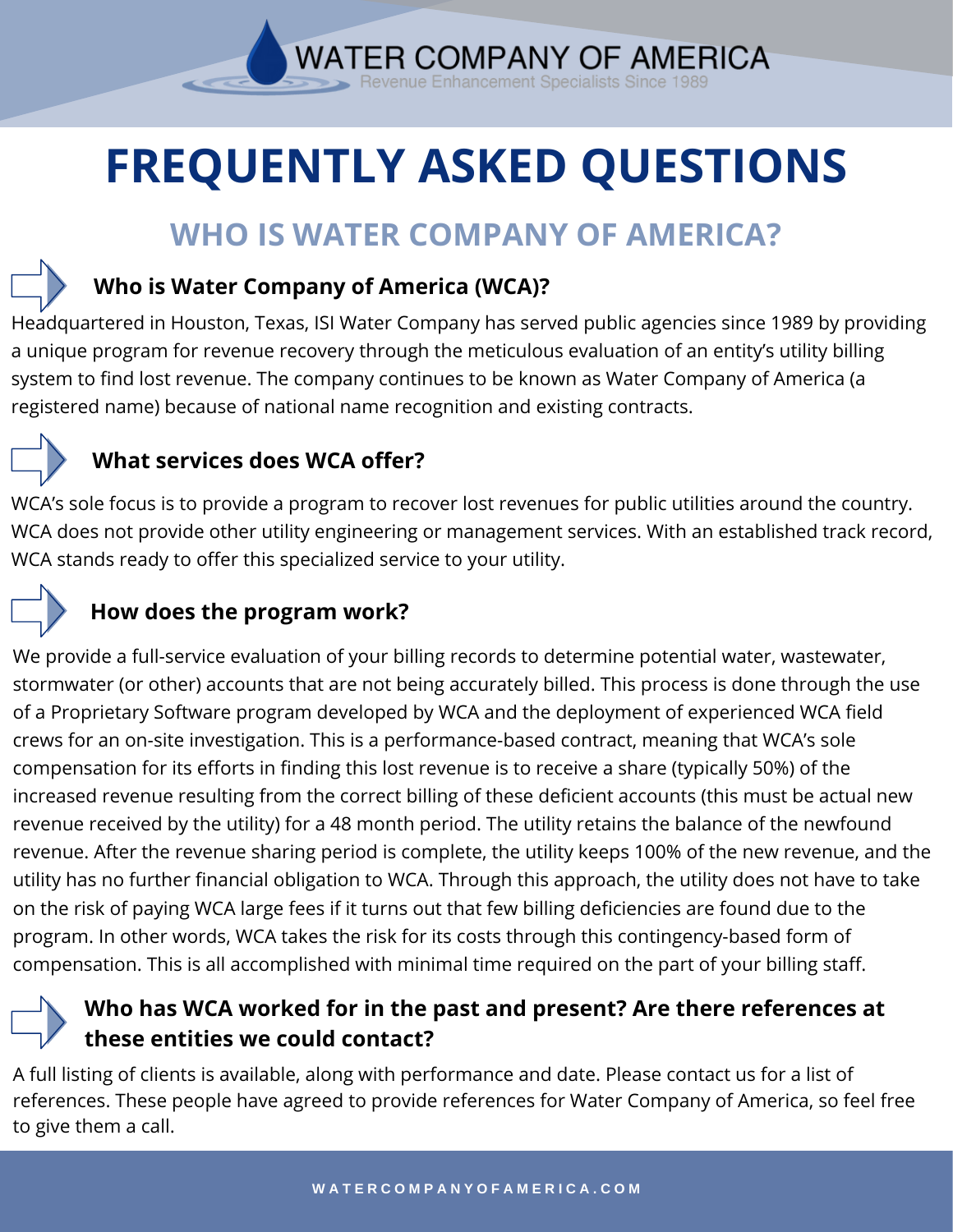# FREQUENTLY ASKED QUESTIONS

## WHO IS WATER COMPANY OF AMERICA?

### Who is Water Company of America (WCA)?

Headquartered in Houston, Texas, ISI Water Company has served public agencies since 1989 by providing a unique program for revenue recovery through the meticulous evaluation of an entity's utility billing system to find lost revenue. The company continues to be known as Water Company of America (a registered name) because of national name recognition and existing contracts.

### What services does WCA offer?

WCA's sole focus is to provide a program to recover lost revenues for public utilities around the country. WCA does not provide other utility engineering or management services. With an established track record, WCA stands ready to offer this specialized service to your utility.

### How does the program work?

We provide a full-service evaluation of your billing records to determine potential water, wastewater, stormwater (or other) accounts that are not being accurately billed. This process is done through the use of a Proprietary Software program developed by WCA and the deployment of experienced WCA field crews for an on-site investigation. This is a performance-based contract, meaning that WCA's sole compensation for its efforts in finding this lost revenue is to receive a share (typically 50%) of the increased revenue resulting from the correct billing of these deficient accounts (this must be actual new revenue received by the utility) for a 48 month period. The utility retains the balance of the newfound revenue. After the revenue sharing period is complete, the utility keeps 100% of the new revenue, and the utility has no further financial obligation to WCA. Through this approach, the utility does not have to take on the risk of paying WCA large fees if it turns out that few billing deficiencies are found due to the program. In other words, WCA takes the risk for its costs through this contingency-based form of compensation. This is all accomplished with minimal time required on the part of your billing staff.

### Who has WCA worked for in the past and present? Are there references at these entities we could contact?

A full listing of clients is available, along with performance and date. Please contact us for a list of references. These people have agreed to provide references for Water Company of America, so feel free to give them a call.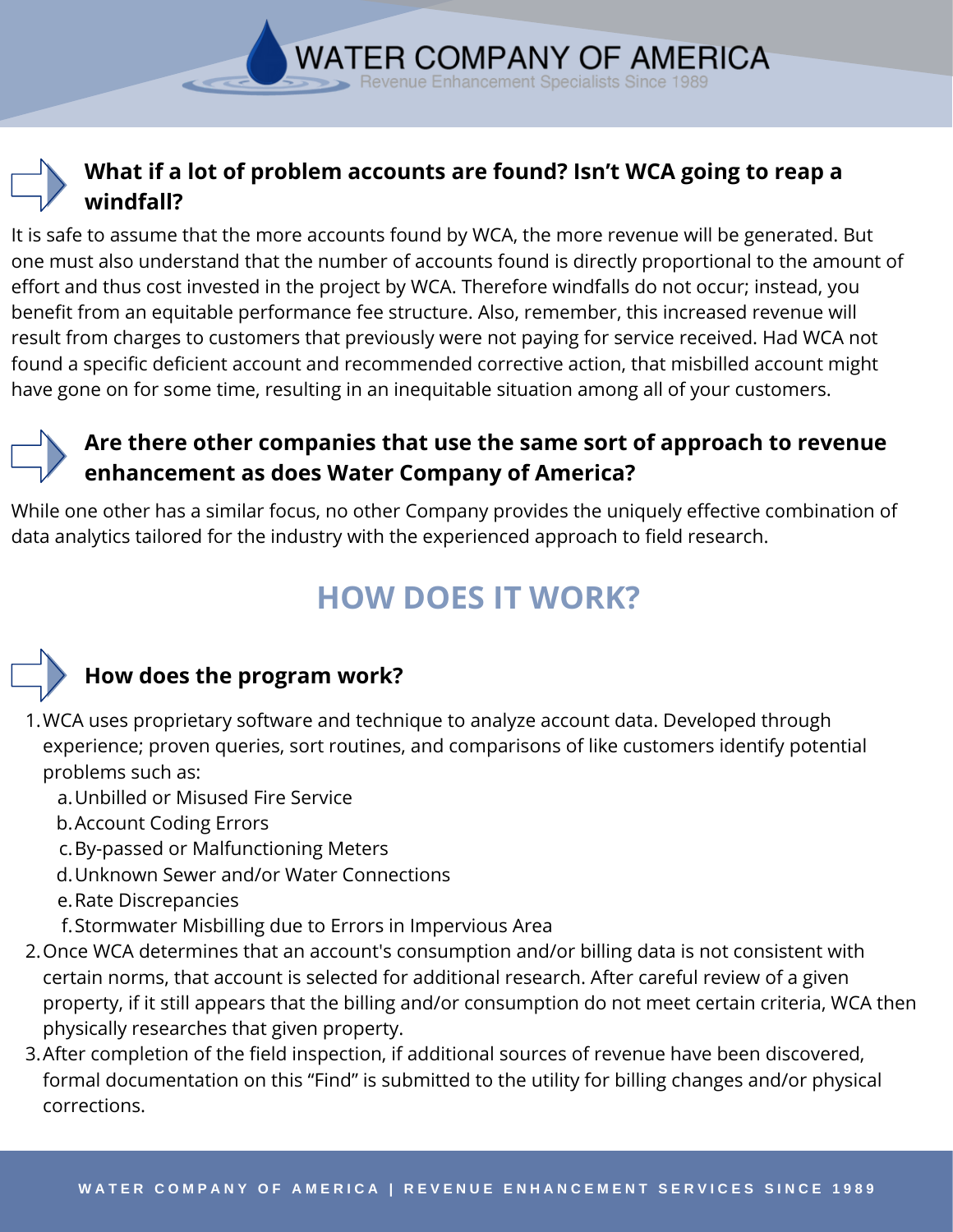### What if a lot of problem accounts are found? Isn't WCA going to reap a windfall?

It is safe to assume that the more accounts found by WCA, the more revenue will be generated. But one must also understand that the number of accounts found is directly proportional to the amount of effort and thus cost invested in the project by WCA. Therefore windfalls do not occur; instead, you benefit from an equitable performance fee structure. Also, remember, this increased revenue will result from charges to customers that previously were not paying for service received. Had WCA not found a specific deficient account and recommended corrective action, that misbilled account might have gone on for some time, resulting in an inequitable situation among all of your customers.

### Are there other companies that use the same sort of approach to revenue enhancement as does Water Company of America?

While one other has a similar focus, no other Company provides the uniquely effective combination of data analytics tailored for the industry with the experienced approach to field research.

## HOW DOES IT WORK?

### How does the program work?

1. WCA uses proprietary software and technique to analyze account data. Developed through experience; proven queries, sort routines, and comparisons of like customers identify potential problems such as:
   a. Unbilled or Misused Fire Service
   b. Account Coding Errors
   c. By-passed or Malfunctioning Meters
   d. Unknown Sewer and/or Water Connections
   e. Rate Discrepancies
   f. Stormwater Misbilling due to Errors in Impervious Area
2. Once WCA determines that an account's consumption and/or billing data is not consistent with certain norms, that account is selected for additional research. After careful review of a given property, if it still appears that the billing and/or consumption do not meet certain criteria, WCA then physically researches that given property.
3. After completion of the field inspection, if additional sources of revenue have been discovered, formal documentation on this "Find" is submitted to the utility for billing changes and/or physical corrections.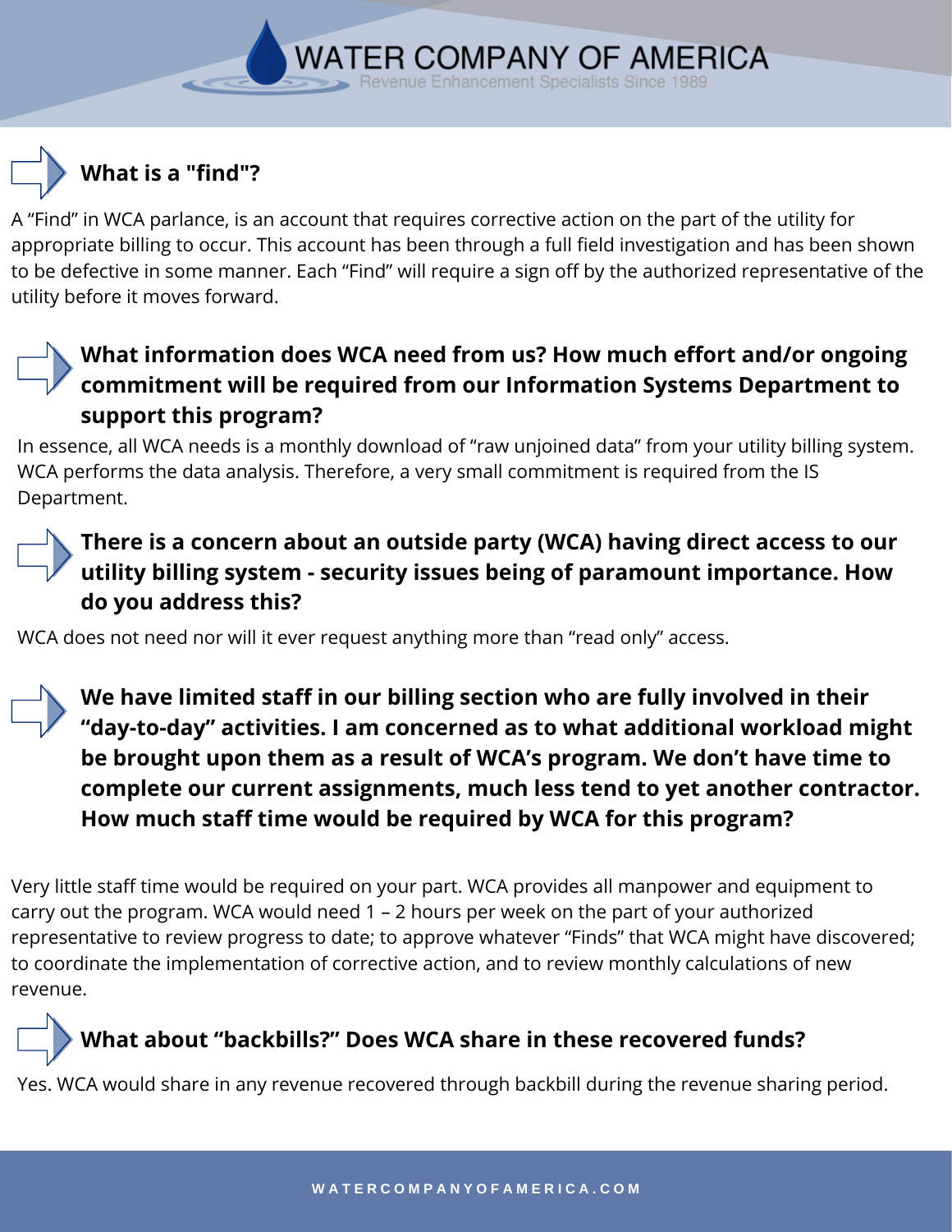### What is a "find"?

A “Find” in WCA parlance, is an account that requires corrective action on the part of the utility for appropriate billing to occur. This account has been through a full field investigation and has been shown to be defective in some manner. Each “Find” will require a sign off by the authorized representative of the utility before it moves forward.

### What information does WCA need from us? How much effort and/or ongoing commitment will be required from our Information Systems Department to support this program?

In essence, all WCA needs is a monthly download of “raw unjoined data” from your utility billing system. WCA performs the data analysis. Therefore, a very small commitment is required from the IS Department.

### There is a concern about an outside party (WCA) having direct access to our utility billing system - security issues being of paramount importance. How do you address this?

WCA does not need nor will it ever request anything more than “read only” access.

### We have limited staff in our billing section who are fully involved in their “day-to-day” activities. I am concerned as to what additional workload might be brought upon them as a result of WCA’s program. We don’t have time to complete our current assignments, much less tend to yet another contractor. How much staff time would be required by WCA for this program?

Very little staff time would be required on your part. WCA provides all manpower and equipment to carry out the program. WCA would need 1 – 2 hours per week on the part of your authorized representative to review progress to date; to approve whatever “Finds” that WCA might have discovered; to coordinate the implementation of corrective action, and to review monthly calculations of new revenue.

### What about “backbills?” Does WCA share in these recovered funds?

Yes. WCA would share in any revenue recovered through backbill during the revenue sharing period.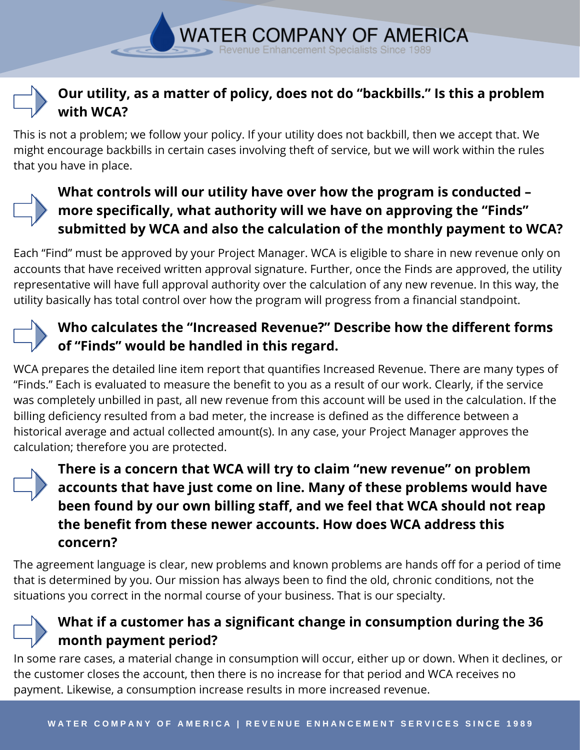### Our utility, as a matter of policy, does not do "backbills." Is this a problem with WCA?

This is not a problem; we follow your policy. If your utility does not backbill, then we accept that. We might encourage backbills in certain cases involving theft of service, but we will work within the rules that you have in place.

### What controls will our utility have over how the program is conducted – more specifically, what authority will we have on approving the "Finds" submitted by WCA and also the calculation of the monthly payment to WCA?

Each "Find" must be approved by your Project Manager. WCA is eligible to share in new revenue only on accounts that have received written approval signature. Further, once the Finds are approved, the utility representative will have full approval authority over the calculation of any new revenue. In this way, the utility basically has total control over how the program will progress from a financial standpoint.

### Who calculates the "Increased Revenue?" Describe how the different forms of "Finds" would be handled in this regard.

WCA prepares the detailed line item report that quantifies Increased Revenue. There are many types of "Finds." Each is evaluated to measure the benefit to you as a result of our work. Clearly, if the service was completely unbilled in past, all new revenue from this account will be used in the calculation. If the billing deficiency resulted from a bad meter, the increase is defined as the difference between a historical average and actual collected amount(s). In any case, your Project Manager approves the calculation; therefore you are protected.

### There is a concern that WCA will try to claim "new revenue" on problem accounts that have just come on line. Many of these problems would have been found by our own billing staff, and we feel that WCA should not reap the benefit from these newer accounts. How does WCA address this concern?

The agreement language is clear, new problems and known problems are hands off for a period of time that is determined by you. Our mission has always been to find the old, chronic conditions, not the situations you correct in the normal course of your business. That is our specialty.

### What if a customer has a significant change in consumption during the 36 month payment period?

In some rare cases, a material change in consumption will occur, either up or down. When it declines, or the customer closes the account, then there is no increase for that period and WCA receives no payment. Likewise, a consumption increase results in more increased revenue.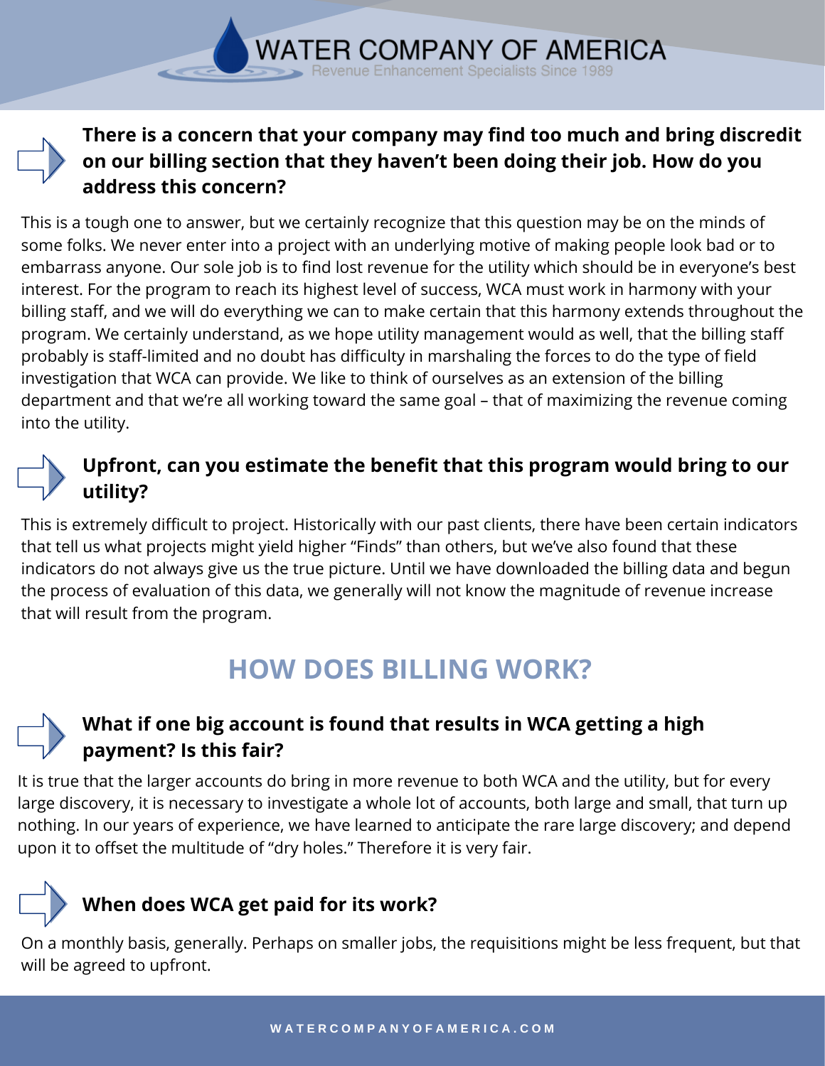### There is a concern that your company may find too much and bring discredit on our billing section that they haven't been doing their job. How do you address this concern?

This is a tough one to answer, but we certainly recognize that this question may be on the minds of some folks. We never enter into a project with an underlying motive of making people look bad or to embarrass anyone. Our sole job is to find lost revenue for the utility which should be in everyone's best interest. For the program to reach its highest level of success, WCA must work in harmony with your billing staff, and we will do everything we can to make certain that this harmony extends throughout the program. We certainly understand, as we hope utility management would as well, that the billing staff probably is staff-limited and no doubt has difficulty in marshaling the forces to do the type of field investigation that WCA can provide. We like to think of ourselves as an extension of the billing department and that we're all working toward the same goal – that of maximizing the revenue coming into the utility.

### Upfront, can you estimate the benefit that this program would bring to our utility?

This is extremely difficult to project. Historically with our past clients, there have been certain indicators that tell us what projects might yield higher "Finds" than others, but we've also found that these indicators do not always give us the true picture. Until we have downloaded the billing data and begun the process of evaluation of this data, we generally will not know the magnitude of revenue increase that will result from the program.

## HOW DOES BILLING WORK?

### What if one big account is found that results in WCA getting a high payment? Is this fair?

It is true that the larger accounts do bring in more revenue to both WCA and the utility, but for every large discovery, it is necessary to investigate a whole lot of accounts, both large and small, that turn up nothing. In our years of experience, we have learned to anticipate the rare large discovery; and depend upon it to offset the multitude of "dry holes." Therefore it is very fair.

### When does WCA get paid for its work?

On a monthly basis, generally. Perhaps on smaller jobs, the requisitions might be less frequent, but that will be agreed to upfront.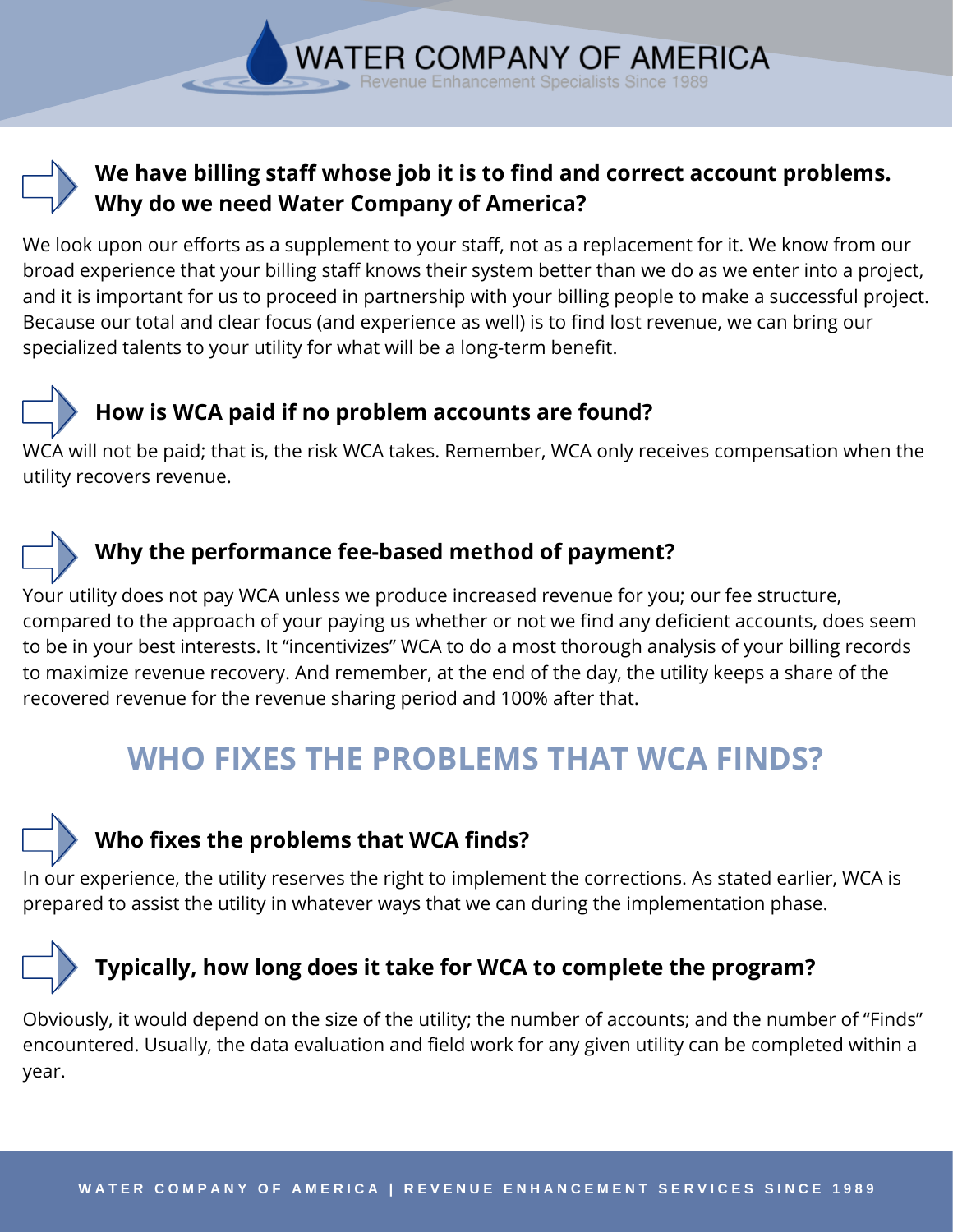### We have billing staff whose job it is to find and correct account problems. Why do we need Water Company of America?

We look upon our efforts as a supplement to your staff, not as a replacement for it. We know from our broad experience that your billing staff knows their system better than we do as we enter into a project, and it is important for us to proceed in partnership with your billing people to make a successful project. Because our total and clear focus (and experience as well) is to find lost revenue, we can bring our specialized talents to your utility for what will be a long-term benefit.

### How is WCA paid if no problem accounts are found?

WCA will not be paid; that is, the risk WCA takes. Remember, WCA only receives compensation when the utility recovers revenue.

### Why the performance fee-based method of payment?

Your utility does not pay WCA unless we produce increased revenue for you; our fee structure, compared to the approach of your paying us whether or not we find any deficient accounts, does seem to be in your best interests. It "incentivizes" WCA to do a most thorough analysis of your billing records to maximize revenue recovery. And remember, at the end of the day, the utility keeps a share of the recovered revenue for the revenue sharing period and 100% after that.

## WHO FIXES THE PROBLEMS THAT WCA FINDS?

### Who fixes the problems that WCA finds?

In our experience, the utility reserves the right to implement the corrections. As stated earlier, WCA is prepared to assist the utility in whatever ways that we can during the implementation phase.

### Typically, how long does it take for WCA to complete the program?

Obviously, it would depend on the size of the utility; the number of accounts; and the number of "Finds" encountered. Usually, the data evaluation and field work for any given utility can be completed within a year.